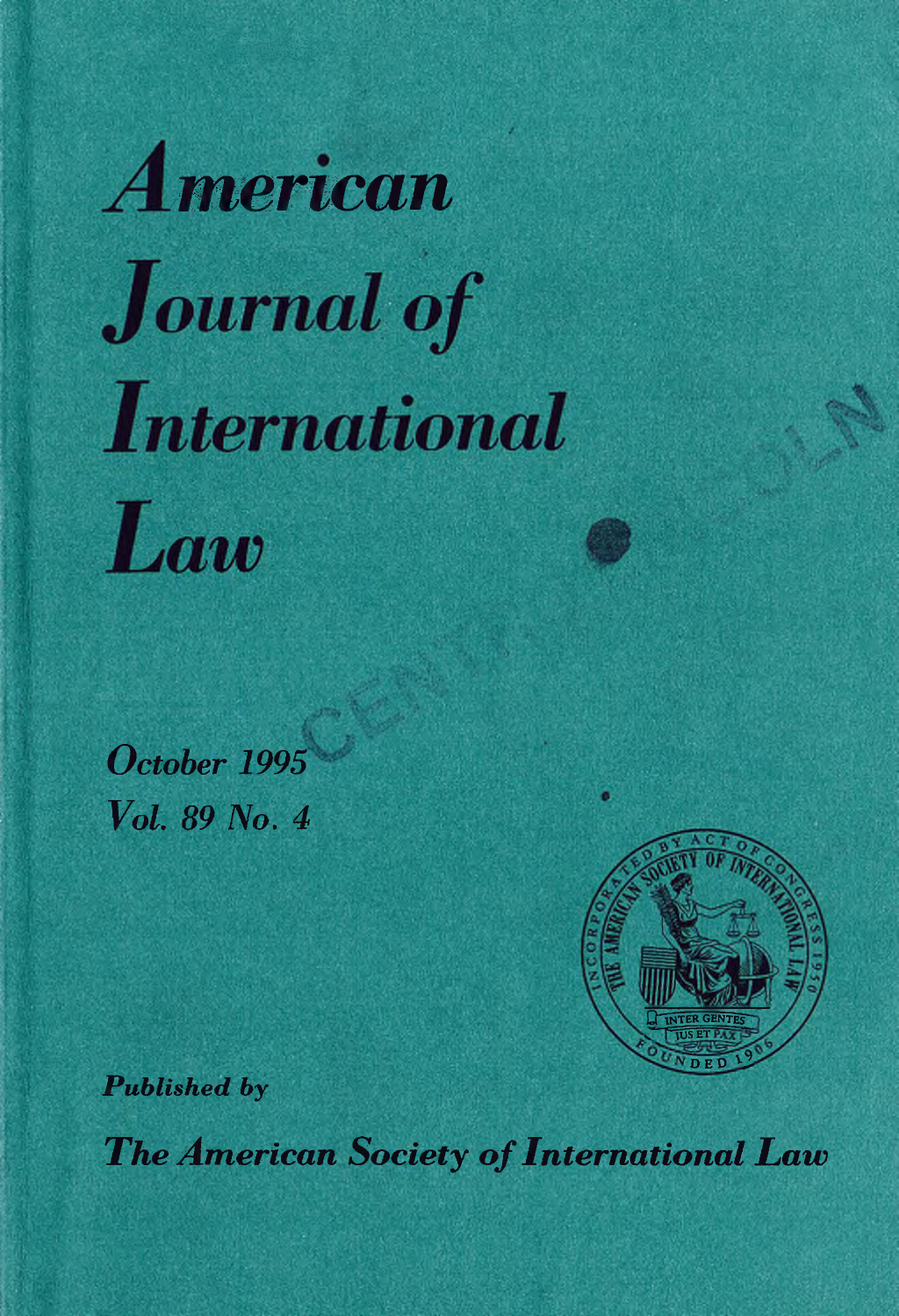# American Journal of International Law

*October 1995*
*Vol. 89 No. 4*

*Published by*

***The American Society of International Law***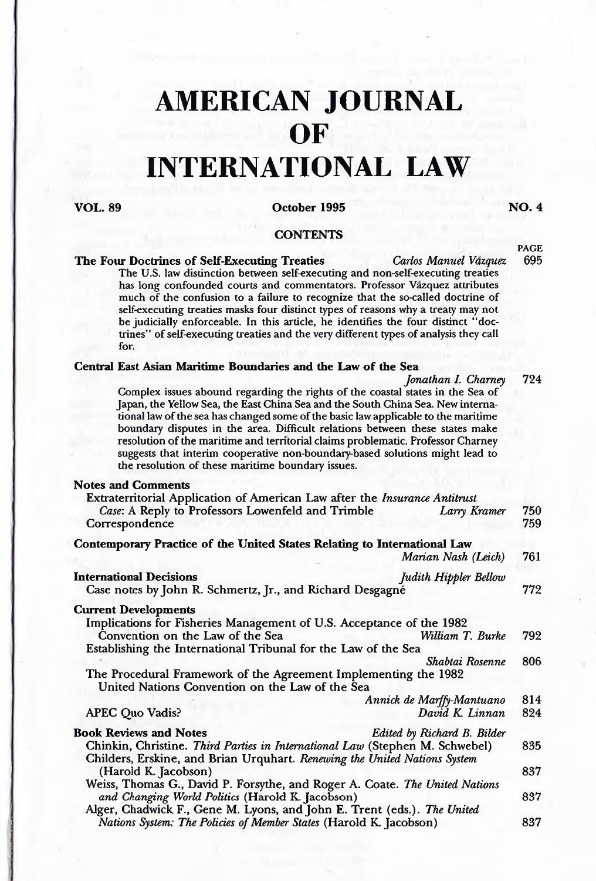# AMERICAN JOURNAL OF INTERNATIONAL LAW

**VOL. 89** | **October 1995** | **NO. 4**

## CONTENTS

PAGE

**The Four Doctrines of Self-Executing Treaties** — *Carlos Manuel Vázquez* — 695

The U.S. law distinction between self-executing and non-self-executing treaties has long confounded courts and commentators. Professor Vázquez attributes much of the confusion to a failure to recognize that the so-called doctrine of self-executing treaties masks four distinct types of reasons why a treaty may not be judicially enforceable. In this article, he identifies the four distinct "doctrines" of self-executing treaties and the very different types of analysis they call for.

**Central East Asian Maritime Boundaries and the Law of the Sea** — *Jonathan I. Charney* — 724

Complex issues abound regarding the rights of the coastal states in the Sea of Japan, the Yellow Sea, the East China Sea and the South China Sea. New international law of the sea has changed some of the basic law applicable to the maritime boundary disputes in the area. Difficult relations between these states make resolution of the maritime and territorial claims problematic. Professor Charney suggests that interim cooperative non-boundary-based solutions might lead to the resolution of these maritime boundary issues.

**Notes and Comments**

Extraterritorial Application of American Law after the *Insurance Antitrust Case*: A Reply to Professors Lowenfeld and Trimble — *Larry Kramer* — 750

Correspondence — 759

**Contemporary Practice of the United States Relating to International Law** — *Marian Nash (Leich)* — 761

**International Decisions** — *Judith Hippler Bellow*

Case notes by John R. Schmertz, Jr., and Richard Desgagné — 772

**Current Developments**

Implications for Fisheries Management of U.S. Acceptance of the 1982 Convention on the Law of the Sea — *William T. Burke* — 792

Establishing the International Tribunal for the Law of the Sea — *Shabtai Rosenne* — 806

The Procedural Framework of the Agreement Implementing the 1982 United Nations Convention on the Law of the Sea — *Annick de Marffy-Mantuano* — 814

APEC Quo Vadis? — *David K. Linnan* — 824

**Book Reviews and Notes** — *Edited by Richard B. Bilder*

Chinkin, Christine. *Third Parties in International Law* (Stephen M. Schwebel) — 835

Childers, Erskine, and Brian Urquhart. *Renewing the United Nations System* (Harold K. Jacobson) — 837

Weiss, Thomas G., David P. Forsythe, and Roger A. Coate. *The United Nations and Changing World Politics* (Harold K. Jacobson) — 837

Alger, Chadwick F., Gene M. Lyons, and John E. Trent (eds.). *The United Nations System: The Policies of Member States* (Harold K. Jacobson) — 837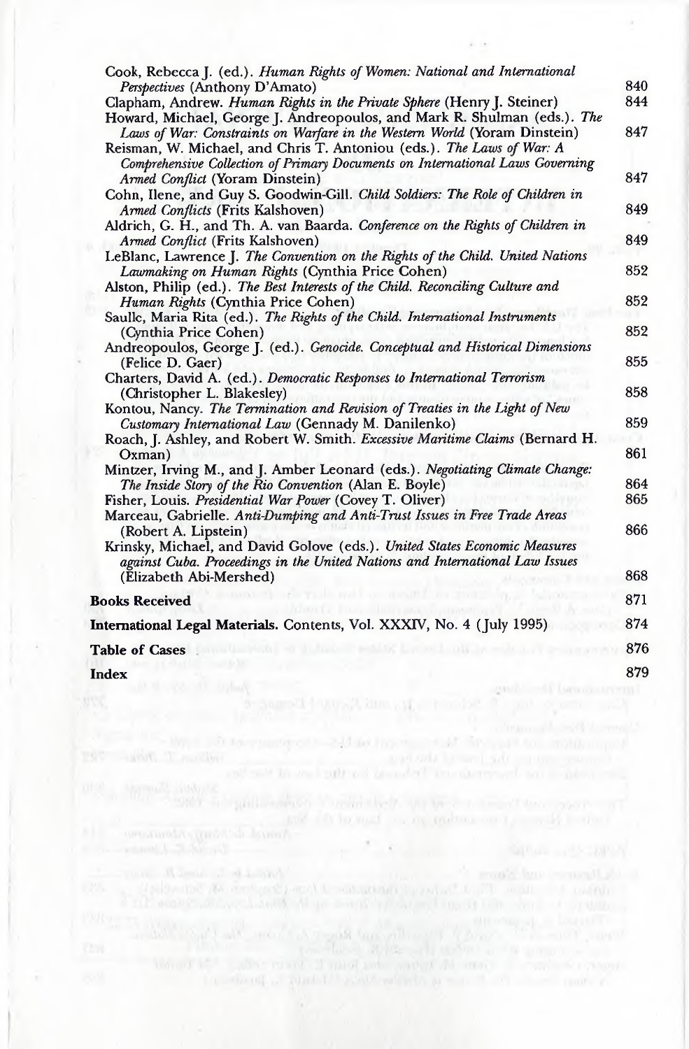Cook, Rebecca J. (ed.). *Human Rights of Women: National and International Perspectives* (Anthony D'Amato) 840

Clapham, Andrew. *Human Rights in the Private Sphere* (Henry J. Steiner) 844

Howard, Michael, George J. Andreopoulos, and Mark R. Shulman (eds.). *The Laws of War: Constraints on Warfare in the Western World* (Yoram Dinstein) 847

Reisman, W. Michael, and Chris T. Antoniou (eds.). *The Laws of War: A Comprehensive Collection of Primary Documents on International Laws Governing Armed Conflict* (Yoram Dinstein) 847

Cohn, Ilene, and Guy S. Goodwin-Gill. *Child Soldiers: The Role of Children in Armed Conflicts* (Frits Kalshoven) 849

Aldrich, G. H., and Th. A. van Baarda. *Conference on the Rights of Children in Armed Conflict* (Frits Kalshoven) 849

LeBlanc, Lawrence J. *The Convention on the Rights of the Child. United Nations Lawmaking on Human Rights* (Cynthia Price Cohen) 852

Alston, Philip (ed.). *The Best Interests of the Child. Reconciling Culture and Human Rights* (Cynthia Price Cohen) 852

Saullc, Maria Rita (ed.). *The Rights of the Child. International Instruments* (Cynthia Price Cohen) 852

Andreopoulos, George J. (ed.). *Genocide. Conceptual and Historical Dimensions* (Felice D. Gaer) 855

Charters, David A. (ed.). *Democratic Responses to International Terrorism* (Christopher L. Blakesley) 858

Kontou, Nancy. *The Termination and Revision of Treaties in the Light of New Customary International Law* (Gennady M. Danilenko) 859

Roach, J. Ashley, and Robert W. Smith. *Excessive Maritime Claims* (Bernard H. Oxman) 861

Mintzer, Irving M., and J. Amber Leonard (eds.). *Negotiating Climate Change: The Inside Story of the Rio Convention* (Alan E. Boyle) 864

Fisher, Louis. *Presidential War Power* (Covey T. Oliver) 865

Marceau, Gabrielle. *Anti-Dumping and Anti-Trust Issues in Free Trade Areas* (Robert A. Lipstein) 866

Krinsky, Michael, and David Golove (eds.). *United States Economic Measures against Cuba. Proceedings in the United Nations and International Law Issues* (Elizabeth Abi-Mershed) 868

**Books Received** 871

**International Legal Materials.** Contents, Vol. XXXIV, No. 4 (July 1995) 874

**Table of Cases** 876

**Index** 879